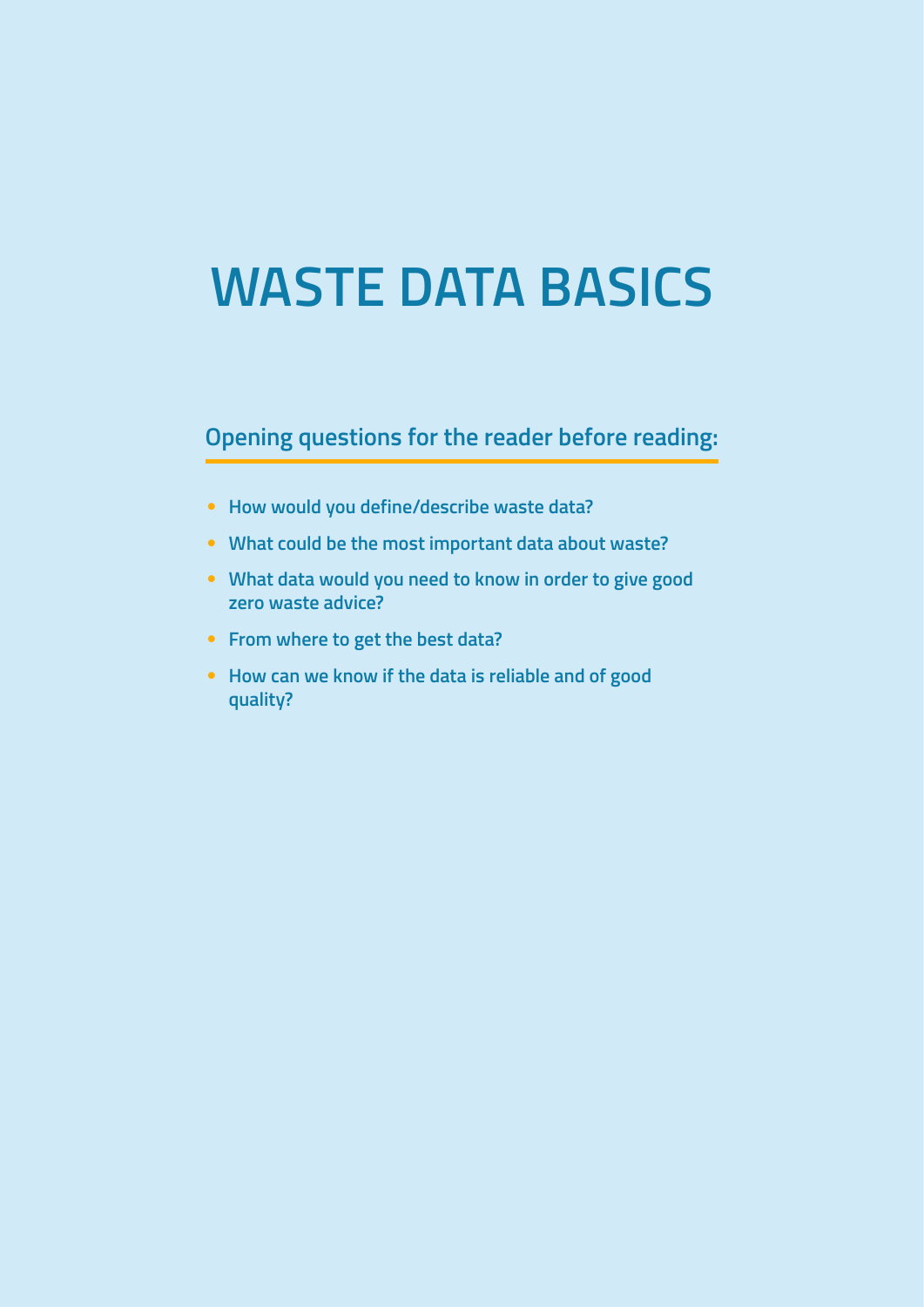# WASTE DATA BASICS

## Opening questions for the reader before reading:

- How would you define/describe waste data?
- What could be the most important data about waste?
- What data would you need to know in order to give good zero waste advice?
- From where to get the best data?
- How can we know if the data is reliable and of good quality?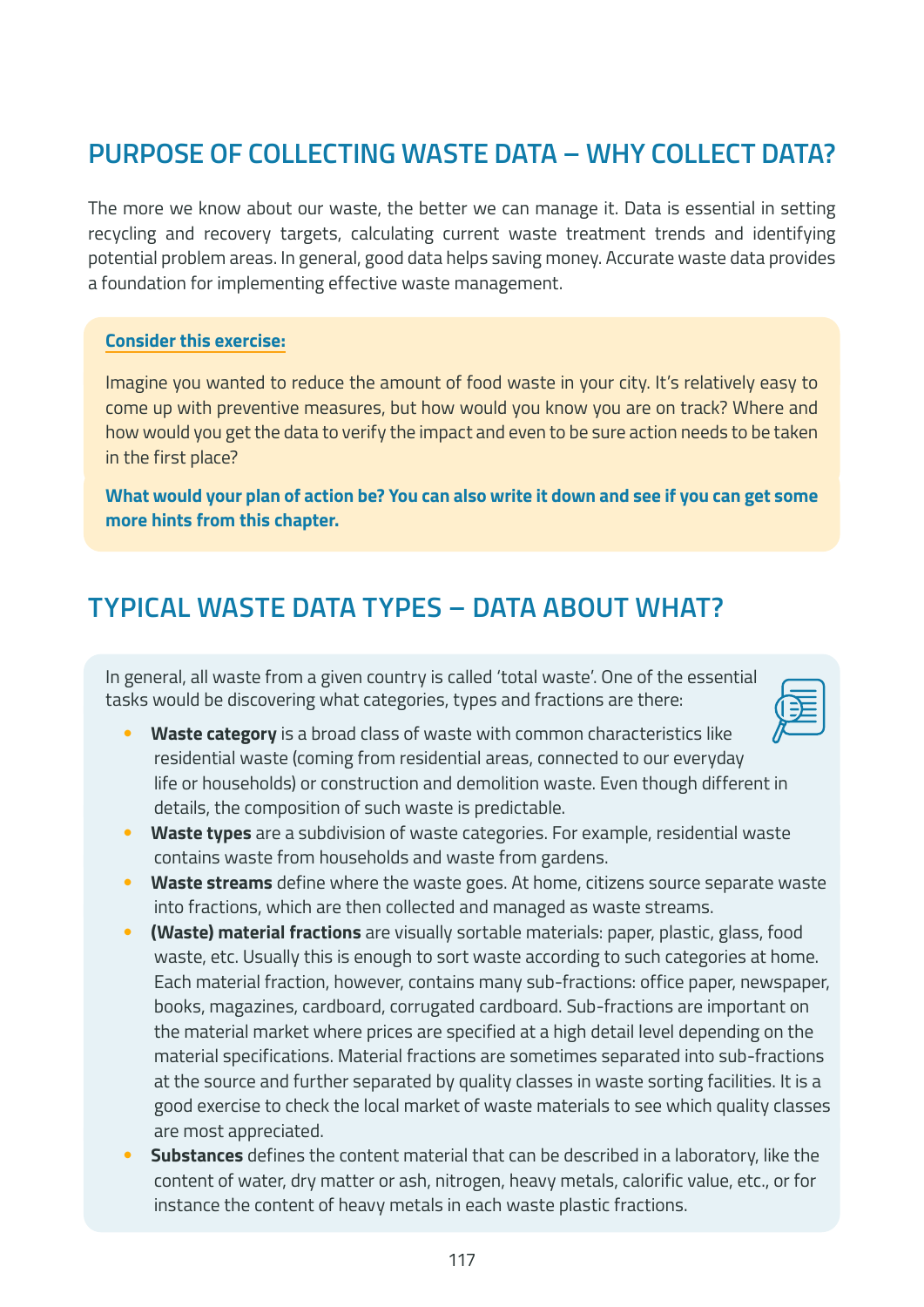## PURPOSE OF COLLECTING WASTE DATA – WHY COLLECT DATA?

The more we know about our waste, the better we can manage it. Data is essential in setting recycling and recovery targets, calculating current waste treatment trends and identifying potential problem areas. In general, good data helps saving money. Accurate waste data provides a foundation for implementing effective waste management.

**Consider this exercise:**

Imagine you wanted to reduce the amount of food waste in your city. It's relatively easy to come up with preventive measures, but how would you know you are on track? Where and how would you get the data to verify the impact and even to be sure action needs to be taken in the first place?

**What would your plan of action be? You can also write it down and see if you can get some more hints from this chapter.**

## TYPICAL WASTE DATA TYPES – DATA ABOUT WHAT?

In general, all waste from a given country is called 'total waste'. One of the essential tasks would be discovering what categories, types and fractions are there:

- **Waste category** is a broad class of waste with common characteristics like residential waste (coming from residential areas, connected to our everyday life or households) or construction and demolition waste. Even though different in details, the composition of such waste is predictable.
- **Waste types** are a subdivision of waste categories. For example, residential waste contains waste from households and waste from gardens.
- **Waste streams** define where the waste goes. At home, citizens source separate waste into fractions, which are then collected and managed as waste streams.
- **(Waste) material fractions** are visually sortable materials: paper, plastic, glass, food waste, etc. Usually this is enough to sort waste according to such categories at home. Each material fraction, however, contains many sub-fractions: office paper, newspaper, books, magazines, cardboard, corrugated cardboard. Sub-fractions are important on the material market where prices are specified at a high detail level depending on the material specifications. Material fractions are sometimes separated into sub-fractions at the source and further separated by quality classes in waste sorting facilities. It is a good exercise to check the local market of waste materials to see which quality classes are most appreciated.
- **Substances** defines the content material that can be described in a laboratory, like the content of water, dry matter or ash, nitrogen, heavy metals, calorific value, etc., or for instance the content of heavy metals in each waste plastic fractions.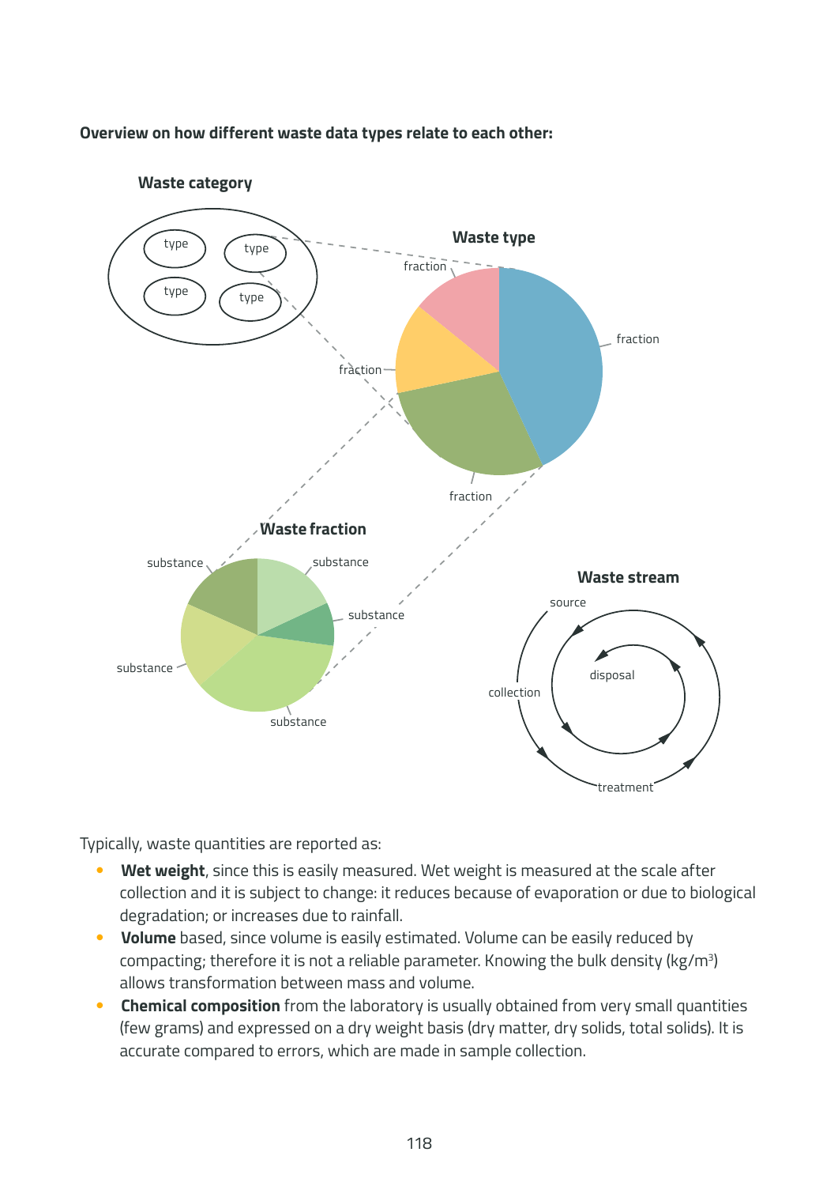**Overview on how different waste data types relate to each other:**

Typically, waste quantities are reported as:

- **Wet weight**, since this is easily measured. Wet weight is measured at the scale after collection and it is subject to change: it reduces because of evaporation or due to biological degradation; or increases due to rainfall.
- **Volume** based, since volume is easily estimated. Volume can be easily reduced by compacting; therefore it is not a reliable parameter. Knowing the bulk density ($kg/m^3$) allows transformation between mass and volume.
- **Chemical composition** from the laboratory is usually obtained from very small quantities (few grams) and expressed on a dry weight basis (dry matter, dry solids, total solids). It is accurate compared to errors, which are made in sample collection.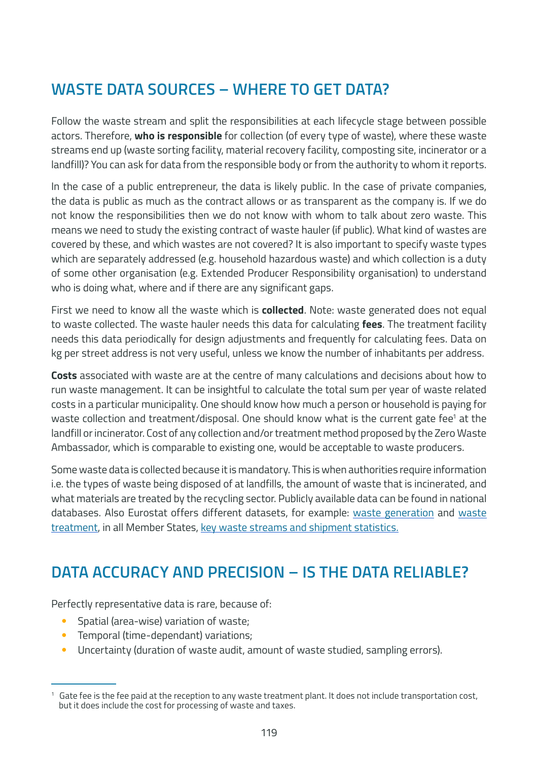## WASTE DATA SOURCES – WHERE TO GET DATA?

Follow the waste stream and split the responsibilities at each lifecycle stage between possible actors. Therefore, **who is responsible** for collection (of every type of waste), where these waste streams end up (waste sorting facility, material recovery facility, composting site, incinerator or a landfill)? You can ask for data from the responsible body or from the authority to whom it reports.

In the case of a public entrepreneur, the data is likely public. In the case of private companies, the data is public as much as the contract allows or as transparent as the company is. If we do not know the responsibilities then we do not know with whom to talk about zero waste. This means we need to study the existing contract of waste hauler (if public). What kind of wastes are covered by these, and which wastes are not covered? It is also important to specify waste types which are separately addressed (e.g. household hazardous waste) and which collection is a duty of some other organisation (e.g. Extended Producer Responsibility organisation) to understand who is doing what, where and if there are any significant gaps.

First we need to know all the waste which is **collected**. Note: waste generated does not equal to waste collected. The waste hauler needs this data for calculating **fees**. The treatment facility needs this data periodically for design adjustments and frequently for calculating fees. Data on kg per street address is not very useful, unless we know the number of inhabitants per address.

**Costs** associated with waste are at the centre of many calculations and decisions about how to run waste management. It can be insightful to calculate the total sum per year of waste related costs in a particular municipality. One should know how much a person or household is paying for waste collection and treatment/disposal. One should know what is the current gate fee[1] at the landfill or incinerator. Cost of any collection and/or treatment method proposed by the Zero Waste Ambassador, which is comparable to existing one, would be acceptable to waste producers.

Some waste data is collected because it is mandatory. This is when authorities require information i.e. the types of waste being disposed of at landfills, the amount of waste that is incinerated, and what materials are treated by the recycling sector. Publicly available data can be found in national databases. Also Eurostat offers different datasets, for example: waste generation and waste treatment, in all Member States, key waste streams and shipment statistics.

## DATA ACCURACY AND PRECISION – IS THE DATA RELIABLE?

Perfectly representative data is rare, because of:

- Spatial (area-wise) variation of waste;
- Temporal (time-dependant) variations;
- Uncertainty (duration of waste audit, amount of waste studied, sampling errors).

[1] Gate fee is the fee paid at the reception to any waste treatment plant. It does not include transportation cost, but it does include the cost for processing of waste and taxes.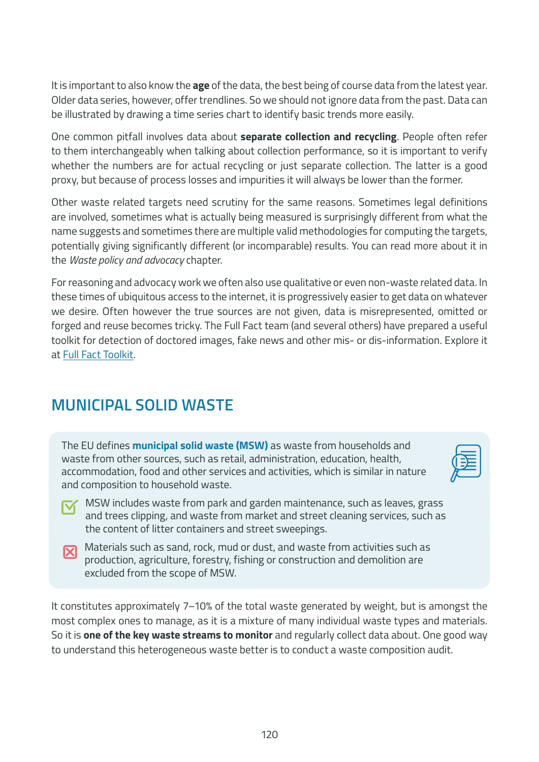It is important to also know the **age** of the data, the best being of course data from the latest year. Older data series, however, offer trendlines. So we should not ignore data from the past. Data can be illustrated by drawing a time series chart to identify basic trends more easily.

One common pitfall involves data about **separate collection and recycling**. People often refer to them interchangeably when talking about collection performance, so it is important to verify whether the numbers are for actual recycling or just separate collection. The latter is a good proxy, but because of process losses and impurities it will always be lower than the former.

Other waste related targets need scrutiny for the same reasons. Sometimes legal definitions are involved, sometimes what is actually being measured is surprisingly different from what the name suggests and sometimes there are multiple valid methodologies for computing the targets, potentially giving significantly different (or incomparable) results. You can read more about it in the *Waste policy and advocacy* chapter.

For reasoning and advocacy work we often also use qualitative or even non-waste related data. In these times of ubiquitous access to the internet, it is progressively easier to get data on whatever we desire. Often however the true sources are not given, data is misrepresented, omitted or forged and reuse becomes tricky. The Full Fact team (and several others) have prepared a useful toolkit for detection of doctored images, fake news and other mis- or dis-information. Explore it at [Full Fact Toolkit](Full Fact Toolkit).

## MUNICIPAL SOLID WASTE

The EU defines **municipal solid waste (MSW)** as waste from households and waste from other sources, such as retail, administration, education, health, accommodation, food and other services and activities, which is similar in nature and composition to household waste.

- ☑ MSW includes waste from park and garden maintenance, such as leaves, grass and trees clipping, and waste from market and street cleaning services, such as the content of litter containers and street sweepings.
- ☒ Materials such as sand, rock, mud or dust, and waste from activities such as production, agriculture, forestry, fishing or construction and demolition are excluded from the scope of MSW.

It constitutes approximately 7–10% of the total waste generated by weight, but is amongst the most complex ones to manage, as it is a mixture of many individual waste types and materials. So it is **one of the key waste streams to monitor** and regularly collect data about. One good way to understand this heterogeneous waste better is to conduct a waste composition audit.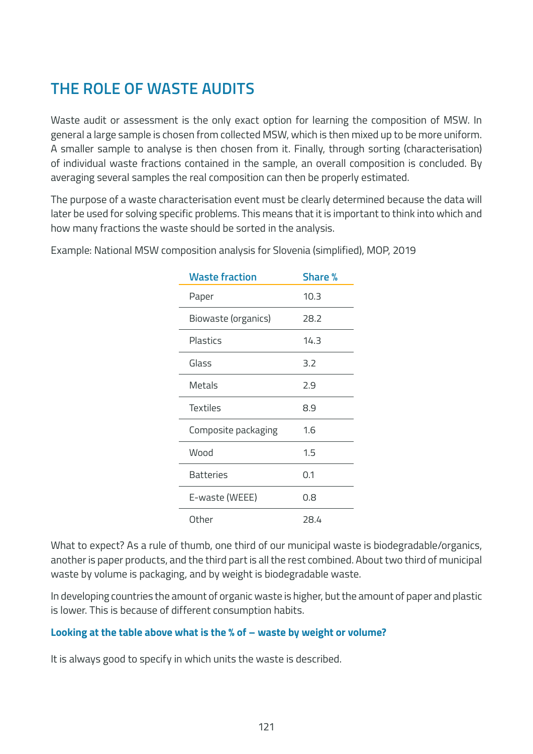## THE ROLE OF WASTE AUDITS

Waste audit or assessment is the only exact option for learning the composition of MSW. In general a large sample is chosen from collected MSW, which is then mixed up to be more uniform. A smaller sample to analyse is then chosen from it. Finally, through sorting (characterisation) of individual waste fractions contained in the sample, an overall composition is concluded. By averaging several samples the real composition can then be properly estimated.

The purpose of a waste characterisation event must be clearly determined because the data will later be used for solving specific problems. This means that it is important to think into which and how many fractions the waste should be sorted in the analysis.

Example: National MSW composition analysis for Slovenia (simplified), MOP, 2019

| Waste fraction | Share % |
|---|---|
| Paper | 10.3 |
| Biowaste (organics) | 28.2 |
| Plastics | 14.3 |
| Glass | 3.2 |
| Metals | 2.9 |
| Textiles | 8.9 |
| Composite packaging | 1.6 |
| Wood | 1.5 |
| Batteries | 0.1 |
| E-waste (WEEE) | 0.8 |
| Other | 28.4 |

What to expect? As a rule of thumb, one third of our municipal waste is biodegradable/organics, another is paper products, and the third part is all the rest combined. About two third of municipal waste by volume is packaging, and by weight is biodegradable waste.

In developing countries the amount of organic waste is higher, but the amount of paper and plastic is lower. This is because of different consumption habits.

**Looking at the table above what is the % of – waste by weight or volume?**

It is always good to specify in which units the waste is described.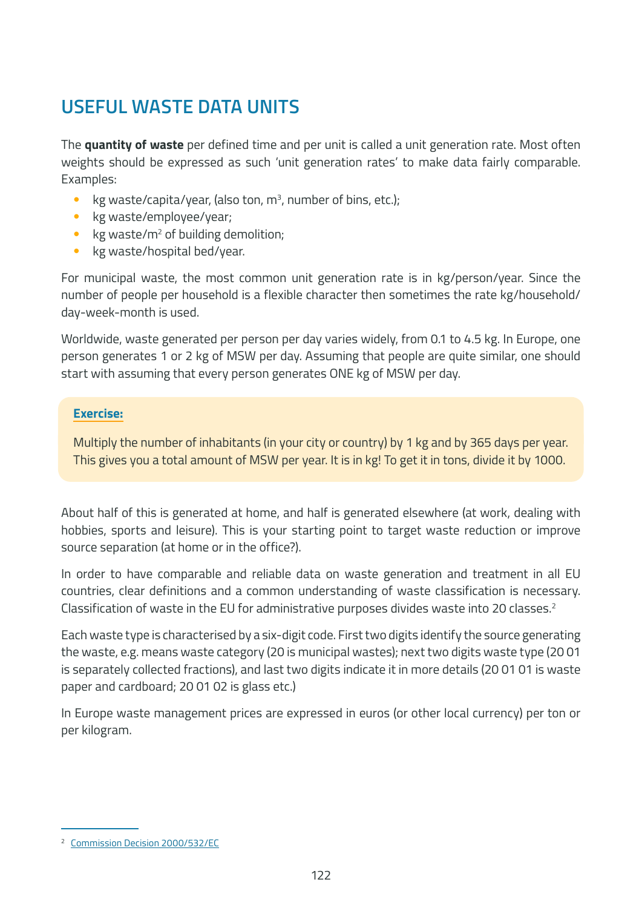## USEFUL WASTE DATA UNITS

The **quantity of waste** per defined time and per unit is called a unit generation rate. Most often weights should be expressed as such 'unit generation rates' to make data fairly comparable. Examples:

- kg waste/capita/year, (also ton, $m^3$, number of bins, etc.);
- kg waste/employee/year;
- kg waste/$m^2$ of building demolition;
- kg waste/hospital bed/year.

For municipal waste, the most common unit generation rate is in kg/person/year. Since the number of people per household is a flexible character then sometimes the rate kg/household/day-week-month is used.

Worldwide, waste generated per person per day varies widely, from 0.1 to 4.5 kg. In Europe, one person generates 1 or 2 kg of MSW per day. Assuming that people are quite similar, one should start with assuming that every person generates ONE kg of MSW per day.

**Exercise:**

Multiply the number of inhabitants (in your city or country) by 1 kg and by 365 days per year. This gives you a total amount of MSW per year. It is in kg! To get it in tons, divide it by 1000.

About half of this is generated at home, and half is generated elsewhere (at work, dealing with hobbies, sports and leisure). This is your starting point to target waste reduction or improve source separation (at home or in the office?).

In order to have comparable and reliable data on waste generation and treatment in all EU countries, clear definitions and a common understanding of waste classification is necessary. Classification of waste in the EU for administrative purposes divides waste into 20 classes.[2]

Each waste type is characterised by a six-digit code. First two digits identify the source generating the waste, e.g. means waste category (20 is municipal wastes); next two digits waste type (20 01 is separately collected fractions), and last two digits indicate it in more details (20 01 01 is waste paper and cardboard; 20 01 02 is glass etc.)

In Europe waste management prices are expressed in euros (or other local currency) per ton or per kilogram.

[2] Commission Decision 2000/532/EC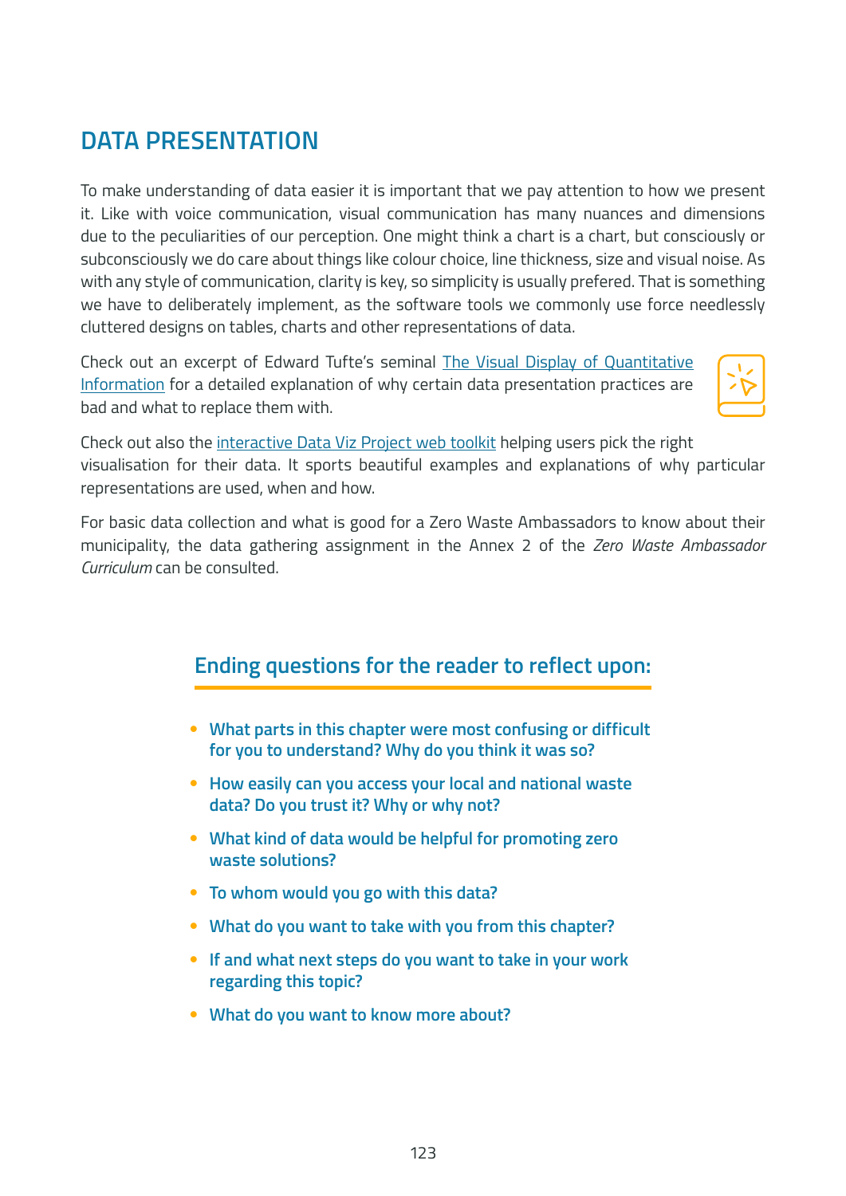## DATA PRESENTATION

To make understanding of data easier it is important that we pay attention to how we present it. Like with voice communication, visual communication has many nuances and dimensions due to the peculiarities of our perception. One might think a chart is a chart, but consciously or subconsciously we do care about things like colour choice, line thickness, size and visual noise. As with any style of communication, clarity is key, so simplicity is usually prefered. That is something we have to deliberately implement, as the software tools we commonly use force needlessly cluttered designs on tables, charts and other representations of data.

Check out an excerpt of Edward Tufte's seminal The Visual Display of Quantitative Information for a detailed explanation of why certain data presentation practices are bad and what to replace them with.

Check out also the interactive Data Viz Project web toolkit helping users pick the right visualisation for their data. It sports beautiful examples and explanations of why particular representations are used, when and how.

For basic data collection and what is good for a Zero Waste Ambassadors to know about their municipality, the data gathering assignment in the Annex 2 of the *Zero Waste Ambassador Curriculum* can be consulted.

### Ending questions for the reader to reflect upon:

- **What parts in this chapter were most confusing or difficult for you to understand? Why do you think it was so?**
- **How easily can you access your local and national waste data? Do you trust it? Why or why not?**
- **What kind of data would be helpful for promoting zero waste solutions?**
- **To whom would you go with this data?**
- **What do you want to take with you from this chapter?**
- **If and what next steps do you want to take in your work regarding this topic?**
- **What do you want to know more about?**